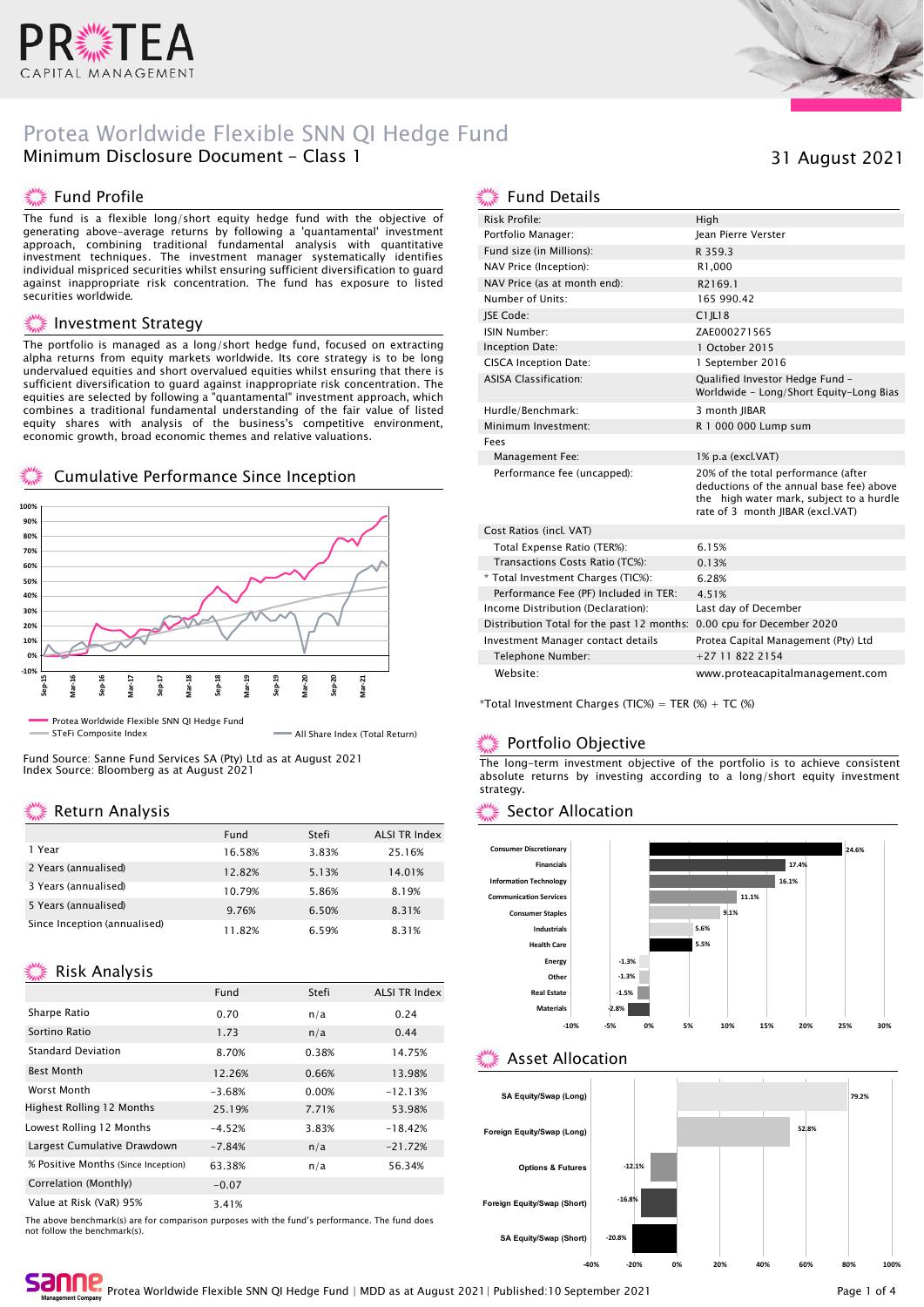# Protea Worldwide Flexible SNN QI Hedge Fund

## Minimum Disclosure Document - Class 1

31 August 2021

## Fund Profile

The fund is a flexible long/short equity hedge fund with the objective of generating above-average returns by following a 'quantamental' investment approach, combining traditional fundamental analysis with quantitative investment techniques. The investment manager systematically identifies individual mispriced securities whilst ensuring sufficient diversification to guard against inappropriate risk concentration. The fund has exposure to listed securities worldwide.

## Investment Strategy

The portfolio is managed as a long/short hedge fund, focused on extracting alpha returns from equity markets worldwide. Its core strategy is to be long undervalued equities and short overvalued equities whilst ensuring that there is sufficient diversification to guard against inappropriate risk concentration. The equities are selected by following a "quantamental" investment approach, which combines a traditional fundamental understanding of the fair value of listed equity shares with analysis of the business's competitive environment, economic growth, broad economic themes and relative valuations.

## Cumulative Performance Since Inception

Legend: Protea Worldwide Flexible SNN QI Hedge Fund; STeFi Composite Index; All Share Index (Total Return)

Fund Source: Sanne Fund Services SA (Pty) Ltd as at August 2021
Index Source: Bloomberg as at August 2021

## Return Analysis

| | Fund | Stefi | ALSI TR Index |
|---|---|---|---|
| 1 Year | 16.58% | 3.83% | 25.16% |
| 2 Years (annualised) | 12.82% | 5.13% | 14.01% |
| 3 Years (annualised) | 10.79% | 5.86% | 8.19% |
| 5 Years (annualised) | 9.76% | 6.50% | 8.31% |
| Since Inception (annualised) | 11.82% | 6.59% | 8.31% |

## Risk Analysis

| | Fund | Stefi | ALSI TR Index |
|---|---|---|---|
| Sharpe Ratio | 0.70 | n/a | 0.24 |
| Sortino Ratio | 1.73 | n/a | 0.44 |
| Standard Deviation | 8.70% | 0.38% | 14.75% |
| Best Month | 12.26% | 0.66% | 13.98% |
| Worst Month | -3.68% | 0.00% | -12.13% |
| Highest Rolling 12 Months | 25.19% | 7.71% | 53.98% |
| Lowest Rolling 12 Months | -4.52% | 3.83% | -18.42% |
| Largest Cumulative Drawdown | -7.84% | n/a | -21.72% |
| % Positive Months (Since Inception) | 63.38% | n/a | 56.34% |
| Correlation (Monthly) | -0.07 | | |
| Value at Risk (VaR) 95% | 3.41% | | |

The above benchmark(s) are for comparison purposes with the fund's performance. The fund does not follow the benchmark(s).

## Fund Details

| | |
|---|---|
| Risk Profile: | High |
| Portfolio Manager: | Jean Pierre Verster |
| Fund size (in Millions): | R 359.3 |
| NAV Price (Inception): | R1,000 |
| NAV Price (as at month end): | R2169.1 |
| Number of Units: | 165 990.42 |
| JSE Code: | C1JL18 |
| ISIN Number: | ZAE000271565 |
| Inception Date: | 1 October 2015 |
| CISCA Inception Date: | 1 September 2016 |
| ASISA Classification: | Qualified Investor Hedge Fund - Worldwide - Long/Short Equity-Long Bias |
| Hurdle/Benchmark: | 3 month JIBAR |
| Minimum Investment: | R 1 000 000 Lump sum |
| Fees | |
| Management Fee: | 1% p.a (excl.VAT) |
| Performance fee (uncapped): | 20% of the total performance (after deductions of the annual base fee) above the high water mark, subject to a hurdle rate of 3 month JIBAR (excl.VAT) |
| Cost Ratios (incl. VAT) | |
| Total Expense Ratio (TER%): | 6.15% |
| Transactions Costs Ratio (TC%): | 0.13% |
| * Total Investment Charges (TIC%): | 6.28% |
| Performance Fee (PF) Included in TER: | 4.51% |
| Income Distribution (Declaration): | Last day of December |
| Distribution Total for the past 12 months: | 0.00 cpu for December 2020 |
| Investment Manager contact details | Protea Capital Management (Pty) Ltd |
| Telephone Number: | +27 11 822 2154 |
| Website: | www.proteacapitalmanagement.com |

*Total Investment Charges (TIC%) = TER (%) + TC (%)

## Portfolio Objective

The long-term investment objective of the portfolio is to achieve consistent absolute returns by investing according to a long/short equity investment strategy.

## Sector Allocation

| Sector | % |
|---|---|
| Consumer Discretionary | 24.6% |
| Financials | 17.4% |
| Information Technology | 16.1% |
| Communication Services | 11.1% |
| Consumer Staples | 9.1% |
| Industrials | 5.6% |
| Health Care | 5.5% |
| Energy | -1.3% |
| Other | -1.3% |
| Real Estate | -1.5% |
| Materials | -2.8% |

## Asset Allocation

| Asset | % |
|---|---|
| SA Equity/Swap (Long) | 79.2% |
| Foreign Equity/Swap (Long) | 52.8% |
| Options & Futures | -12.1% |
| Foreign Equity/Swap (Short) | -16.8% |
| SA Equity/Swap (Short) | -20.8% |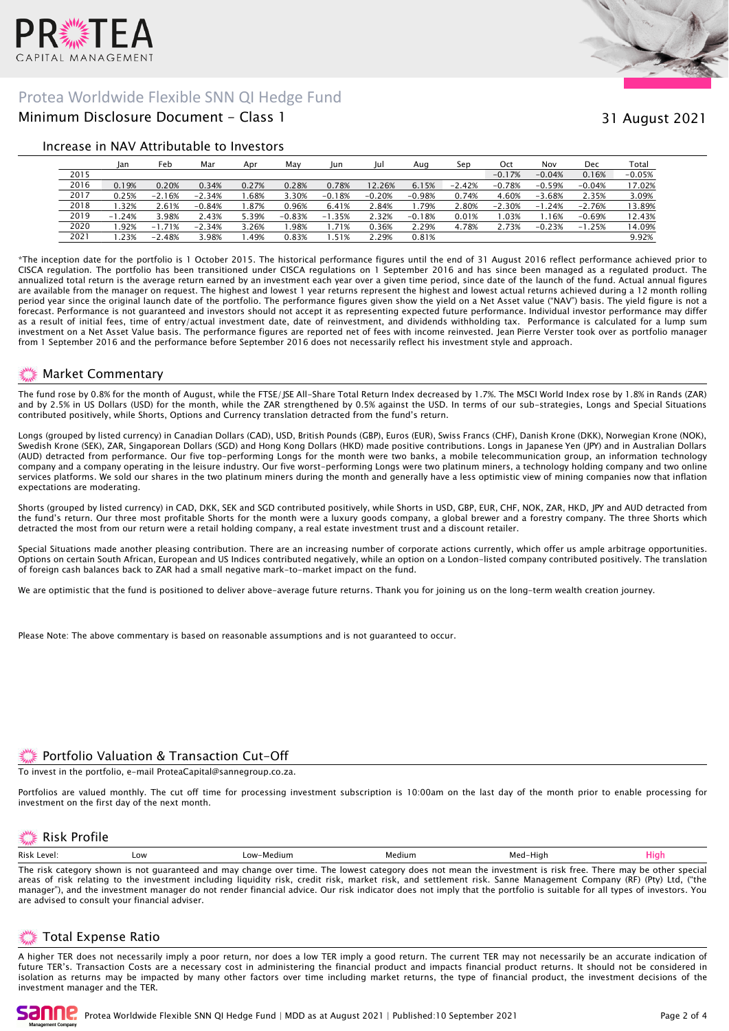# Protea Worldwide Flexible SNN QI Hedge Fund

## Minimum Disclosure Document - Class 1

31 August 2021

### Increase in NAV Attributable to Investors

| | Jan | Feb | Mar | Apr | May | Jun | Jul | Aug | Sep | Oct | Nov | Dec | Total |
|---|---|---|---|---|---|---|---|---|---|---|---|---|---|
| 2015 | | | | | | | | | | −0.17% | −0.04% | 0.16% | −0.05% |
| 2016 | 0.19% | 0.20% | 0.34% | 0.27% | 0.28% | 0.78% | 12.26% | 6.15% | −2.42% | −0.78% | −0.59% | −0.04% | 17.02% |
| 2017 | 0.25% | −2.16% | −2.34% | 1.68% | 3.30% | −0.18% | −0.20% | −0.98% | 0.74% | 4.60% | −3.68% | 2.35% | 3.09% |
| 2018 | 1.32% | 2.61% | −0.84% | 1.87% | 0.96% | 6.41% | 2.84% | 1.79% | 2.80% | −2.30% | −1.24% | −2.76% | 13.89% |
| 2019 | −1.24% | 3.98% | 2.43% | 5.39% | −0.83% | −1.35% | 2.32% | −0.18% | 0.01% | 1.03% | 1.16% | −0.69% | 12.43% |
| 2020 | 1.92% | −1.71% | −2.34% | 3.26% | 1.98% | 1.71% | 0.36% | 2.29% | 4.78% | 2.73% | −0.23% | −1.25% | 14.09% |
| 2021 | 1.23% | −2.48% | 3.98% | 1.49% | 0.83% | 1.51% | 2.29% | 0.81% | | | | | 9.92% |

*The inception date for the portfolio is 1 October 2015. The historical performance figures until the end of 31 August 2016 reflect performance achieved prior to CISCA regulation. The portfolio has been transitioned under CISCA regulations on 1 September 2016 and has since been managed as a regulated product. The annualized total return is the average return earned by an investment each year over a given time period, since date of the launch of the fund. Actual annual figures are available from the manager on request. The highest and lowest 1 year returns represent the highest and lowest actual returns achieved during a 12 month rolling period year since the original launch date of the portfolio. The performance figures given show the yield on a Net Asset value ("NAV") basis. The yield figure is not a forecast. Performance is not guaranteed and investors should not accept it as representing expected future performance. Individual investor performance may differ as a result of initial fees, time of entry/actual investment date, date of reinvestment, and dividends withholding tax. Performance is calculated for a lump sum investment on a Net Asset Value basis. The performance figures are reported net of fees with income reinvested. Jean Pierre Verster took over as portfolio manager from 1 September 2016 and the performance before September 2016 does not necessarily reflect his investment style and approach.

### Market Commentary

The fund rose by 0.8% for the month of August, while the FTSE/JSE All-Share Total Return Index decreased by 1.7%. The MSCI World Index rose by 1.8% in Rands (ZAR) and by 2.5% in US Dollars (USD) for the month, while the ZAR strengthened by 0.5% against the USD. In terms of our sub-strategies, Longs and Special Situations contributed positively, while Shorts, Options and Currency translation detracted from the fund's return.

Longs (grouped by listed currency) in Canadian Dollars (CAD), USD, British Pounds (GBP), Euros (EUR), Swiss Francs (CHF), Danish Krone (DKK), Norwegian Krone (NOK), Swedish Krone (SEK), ZAR, Singaporean Dollars (SGD) and Hong Kong Dollars (HKD) made positive contributions. Longs in Japanese Yen (JPY) and in Australian Dollars (AUD) detracted from performance. Our five top-performing Longs for the month were two banks, a mobile telecommunication group, an information technology company and a company operating in the leisure industry. Our five worst-performing Longs were two platinum miners, a technology holding company and two online services platforms. We sold our shares in the two platinum miners during the month and generally have a less optimistic view of mining companies now that inflation expectations are moderating.

Shorts (grouped by listed currency) in CAD, DKK, SEK and SGD contributed positively, while Shorts in USD, GBP, EUR, CHF, NOK, ZAR, HKD, JPY and AUD detracted from the fund's return. Our three most profitable Shorts for the month were a luxury goods company, a global brewer and a forestry company. The three Shorts which detracted the most from our return were a retail holding company, a real estate investment trust and a discount retailer.

Special Situations made another pleasing contribution. There are an increasing number of corporate actions currently, which offer us ample arbitrage opportunities. Options on certain South African, European and US Indices contributed negatively, while an option on a London-listed company contributed positively. The translation of foreign cash balances back to ZAR had a small negative mark-to-market impact on the fund.

We are optimistic that the fund is positioned to deliver above-average future returns. Thank you for joining us on the long-term wealth creation journey.

Please Note: The above commentary is based on reasonable assumptions and is not guaranteed to occur.

### Portfolio Valuation & Transaction Cut-Off

To invest in the portfolio, e-mail ProteaCapital@sannegroup.co.za.

Portfolios are valued monthly. The cut off time for processing investment subscription is 10:00am on the last day of the month prior to enable processing for investment on the first day of the next month.

### Risk Profile

| Risk Level: | Low | Low-Medium | Medium | Med-High | **High** |
|---|---|---|---|---|---|

The risk category shown is not guaranteed and may change over time. The lowest category does not mean the investment is risk free. There may be other special areas of risk relating to the investment including liquidity risk, credit risk, market risk, and settlement risk. Sanne Management Company (RF) (Pty) Ltd, ("the manager"), and the investment manager do not render financial advice. Our risk indicator does not imply that the portfolio is suitable for all types of investors. You are advised to consult your financial adviser.

### Total Expense Ratio

A higher TER does not necessarily imply a poor return, nor does a low TER imply a good return. The current TER may not necessarily be an accurate indication of future TER's. Transaction Costs are a necessary cost in administering the financial product and impacts financial product returns. It should not be considered in isolation as returns may be impacted by many other factors over time including market returns, the type of financial product, the investment decisions of the investment manager and the TER.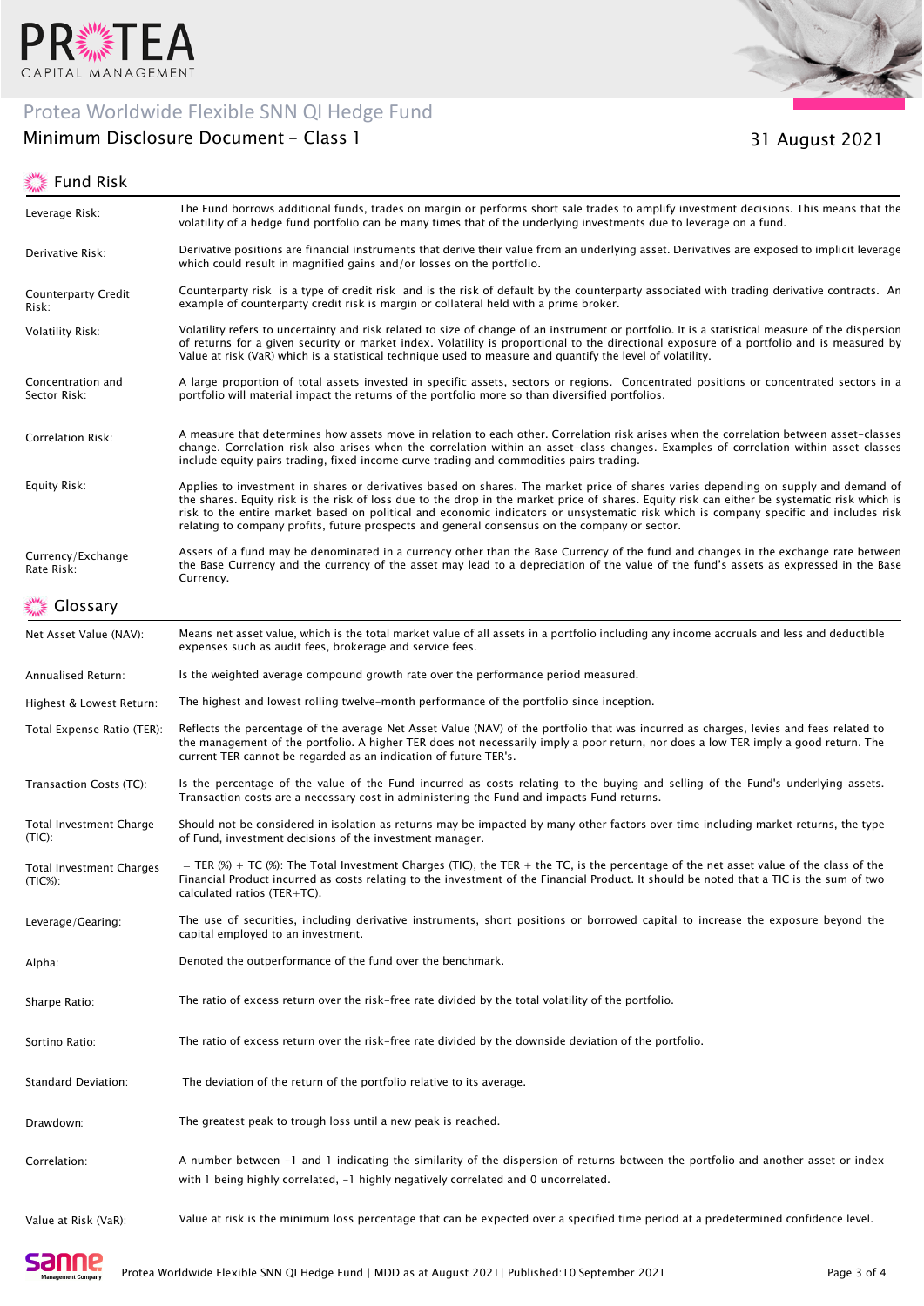# Protea Worldwide Flexible SNN QI Hedge Fund

## Minimum Disclosure Document - Class 1

31 August 2021

## Fund Risk

| | |
|---|---|
| Leverage Risk: | The Fund borrows additional funds, trades on margin or performs short sale trades to amplify investment decisions. This means that the volatility of a hedge fund portfolio can be many times that of the underlying investments due to leverage on a fund. |
| Derivative Risk: | Derivative positions are financial instruments that derive their value from an underlying asset. Derivatives are exposed to implicit leverage which could result in magnified gains and/or losses on the portfolio. |
| Counterparty Credit Risk: | Counterparty risk is a type of credit risk and is the risk of default by the counterparty associated with trading derivative contracts. An example of counterparty credit risk is margin or collateral held with a prime broker. |
| Volatility Risk: | Volatility refers to uncertainty and risk related to size of change of an instrument or portfolio. It is a statistical measure of the dispersion of returns for a given security or market index. Volatility is proportional to the directional exposure of a portfolio and is measured by Value at risk (VaR) which is a statistical technique used to measure and quantify the level of volatility. |
| Concentration and Sector Risk: | A large proportion of total assets invested in specific assets, sectors or regions. Concentrated positions or concentrated sectors in a portfolio will material impact the returns of the portfolio more so than diversified portfolios. |
| Correlation Risk: | A measure that determines how assets move in relation to each other. Correlation risk arises when the correlation between asset-classes change. Correlation risk also arises when the correlation within an asset-class changes. Examples of correlation within asset classes include equity pairs trading, fixed income curve trading and commodities pairs trading. |
| Equity Risk: | Applies to investment in shares or derivatives based on shares. The market price of shares varies depending on supply and demand of the shares. Equity risk is the risk of loss due to the drop in the market price of shares. Equity risk can either be systematic risk which is risk to the entire market based on political and economic indicators or unsystematic risk which is company specific and includes risk relating to company profits, future prospects and general consensus on the company or sector. |
| Currency/Exchange Rate Risk: | Assets of a fund may be denominated in a currency other than the Base Currency of the fund and changes in the exchange rate between the Base Currency and the currency of the asset may lead to a depreciation of the value of the fund's assets as expressed in the Base Currency. |

## Glossary

| | |
|---|---|
| Net Asset Value (NAV): | Means net asset value, which is the total market value of all assets in a portfolio including any income accruals and less and deductible expenses such as audit fees, brokerage and service fees. |
| Annualised Return: | Is the weighted average compound growth rate over the performance period measured. |
| Highest & Lowest Return: | The highest and lowest rolling twelve-month performance of the portfolio since inception. |
| Total Expense Ratio (TER): | Reflects the percentage of the average Net Asset Value (NAV) of the portfolio that was incurred as charges, levies and fees related to the management of the portfolio. A higher TER does not necessarily imply a poor return, nor does a low TER imply a good return. The current TER cannot be regarded as an indication of future TER's. |
| Transaction Costs (TC): | Is the percentage of the value of the Fund incurred as costs relating to the buying and selling of the Fund's underlying assets. Transaction costs are a necessary cost in administering the Fund and impacts Fund returns. |
| Total Investment Charge (TIC): | Should not be considered in isolation as returns may be impacted by many other factors over time including market returns, the type of Fund, investment decisions of the investment manager. |
| Total Investment Charges (TIC%): | = TER (%) + TC (%): The Total Investment Charges (TIC), the TER + the TC, is the percentage of the net asset value of the class of the Financial Product incurred as costs relating to the investment of the Financial Product. It should be noted that a TIC is the sum of two calculated ratios (TER+TC). |
| Leverage/Gearing: | The use of securities, including derivative instruments, short positions or borrowed capital to increase the exposure beyond the capital employed to an investment. |
| Alpha: | Denoted the outperformance of the fund over the benchmark. |
| Sharpe Ratio: | The ratio of excess return over the risk-free rate divided by the total volatility of the portfolio. |
| Sortino Ratio: | The ratio of excess return over the risk-free rate divided by the downside deviation of the portfolio. |
| Standard Deviation: | The deviation of the return of the portfolio relative to its average. |
| Drawdown: | The greatest peak to trough loss until a new peak is reached. |
| Correlation: | A number between -1 and 1 indicating the similarity of the dispersion of returns between the portfolio and another asset or index with 1 being highly correlated, -1 highly negatively correlated and 0 uncorrelated. |
| Value at Risk (VaR): | Value at risk is the minimum loss percentage that can be expected over a specified time period at a predetermined confidence level. |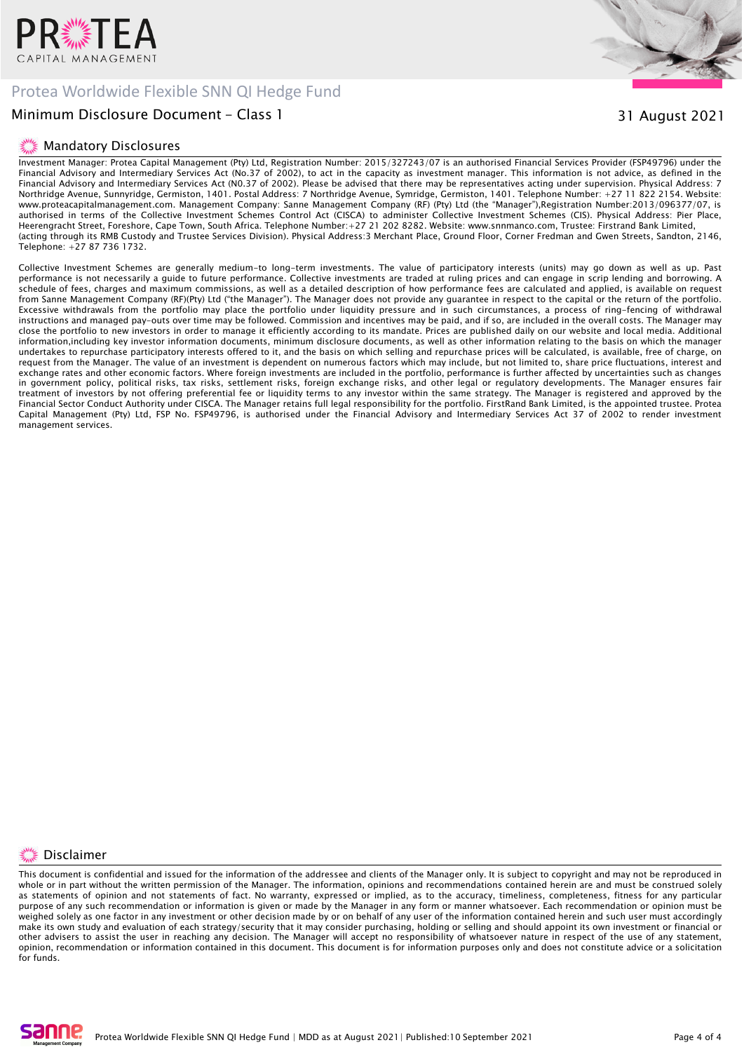# Protea Worldwide Flexible SNN QI Hedge Fund

## Minimum Disclosure Document – Class 1

31 August 2021

## Mandatory Disclosures

Investment Manager: Protea Capital Management (Pty) Ltd, Registration Number: 2015/327243/07 is an authorised Financial Services Provider (FSP49796) under the Financial Advisory and Intermediary Services Act (No.37 of 2002), to act in the capacity as investment manager. This information is not advice, as defined in the Financial Advisory and Intermediary Services Act (N0.37 of 2002). Please be advised that there may be representatives acting under supervision. Physical Address: 7 Northridge Avenue, Sunnyridge, Germiston, 1401. Postal Address: 7 Northridge Avenue, Symridge, Germiston, 1401. Telephone Number: +27 11 822 2154. Website: www.proteacapitalmanagement.com. Management Company: Sanne Management Company (RF) (Pty) Ltd (the "Manager"),Registration Number:2013/096377/07, is authorised in terms of the Collective Investment Schemes Control Act (CISCA) to administer Collective Investment Schemes (CIS). Physical Address: Pier Place, Heerengracht Street, Foreshore, Cape Town, South Africa. Telephone Number:+27 21 202 8282. Website: www.snnmanco.com, Trustee: Firstrand Bank Limited, (acting through its RMB Custody and Trustee Services Division). Physical Address:3 Merchant Place, Ground Floor, Corner Fredman and Gwen Streets, Sandton, 2146, Telephone: +27 87 736 1732.

Collective Investment Schemes are generally medium-to long-term investments. The value of participatory interests (units) may go down as well as up. Past performance is not necessarily a guide to future performance. Collective investments are traded at ruling prices and can engage in scrip lending and borrowing. A schedule of fees, charges and maximum commissions, as well as a detailed description of how performance fees are calculated and applied, is available on request from Sanne Management Company (RF)(Pty) Ltd ("the Manager"). The Manager does not provide any guarantee in respect to the capital or the return of the portfolio. Excessive withdrawals from the portfolio may place the portfolio under liquidity pressure and in such circumstances, a process of ring-fencing of withdrawal instructions and managed pay-outs over time may be followed. Commission and incentives may be paid, and if so, are included in the overall costs. The Manager may close the portfolio to new investors in order to manage it efficiently according to its mandate. Prices are published daily on our website and local media. Additional information,including key investor information documents, minimum disclosure documents, as well as other information relating to the basis on which the manager undertakes to repurchase participatory interests offered to it, and the basis on which selling and repurchase prices will be calculated, is available, free of charge, on request from the Manager. The value of an investment is dependent on numerous factors which may include, but not limited to, share price fluctuations, interest and exchange rates and other economic factors. Where foreign investments are included in the portfolio, performance is further affected by uncertainties such as changes in government policy, political risks, tax risks, settlement risks, foreign exchange risks, and other legal or regulatory developments. The Manager ensures fair treatment of investors by not offering preferential fee or liquidity terms to any investor within the same strategy. The Manager is registered and approved by the Financial Sector Conduct Authority under CISCA. The Manager retains full legal responsibility for the portfolio. FirstRand Bank Limited, is the appointed trustee. Protea Capital Management (Pty) Ltd, FSP No. FSP49796, is authorised under the Financial Advisory and Intermediary Services Act 37 of 2002 to render investment management services.

## Disclaimer

This document is confidential and issued for the information of the addressee and clients of the Manager only. It is subject to copyright and may not be reproduced in whole or in part without the written permission of the Manager. The information, opinions and recommendations contained herein are and must be construed solely as statements of opinion and not statements of fact. No warranty, expressed or implied, as to the accuracy, timeliness, completeness, fitness for any particular purpose of any such recommendation or information is given or made by the Manager in any form or manner whatsoever. Each recommendation or opinion must be weighed solely as one factor in any investment or other decision made by or on behalf of any user of the information contained herein and such user must accordingly make its own study and evaluation of each strategy/security that it may consider purchasing, holding or selling and should appoint its own investment or financial or other advisers to assist the user in reaching any decision. The Manager will accept no responsibility of whatsoever nature in respect of the use of any statement, opinion, recommendation or information contained in this document. This document is for information purposes only and does not constitute advice or a solicitation for funds.